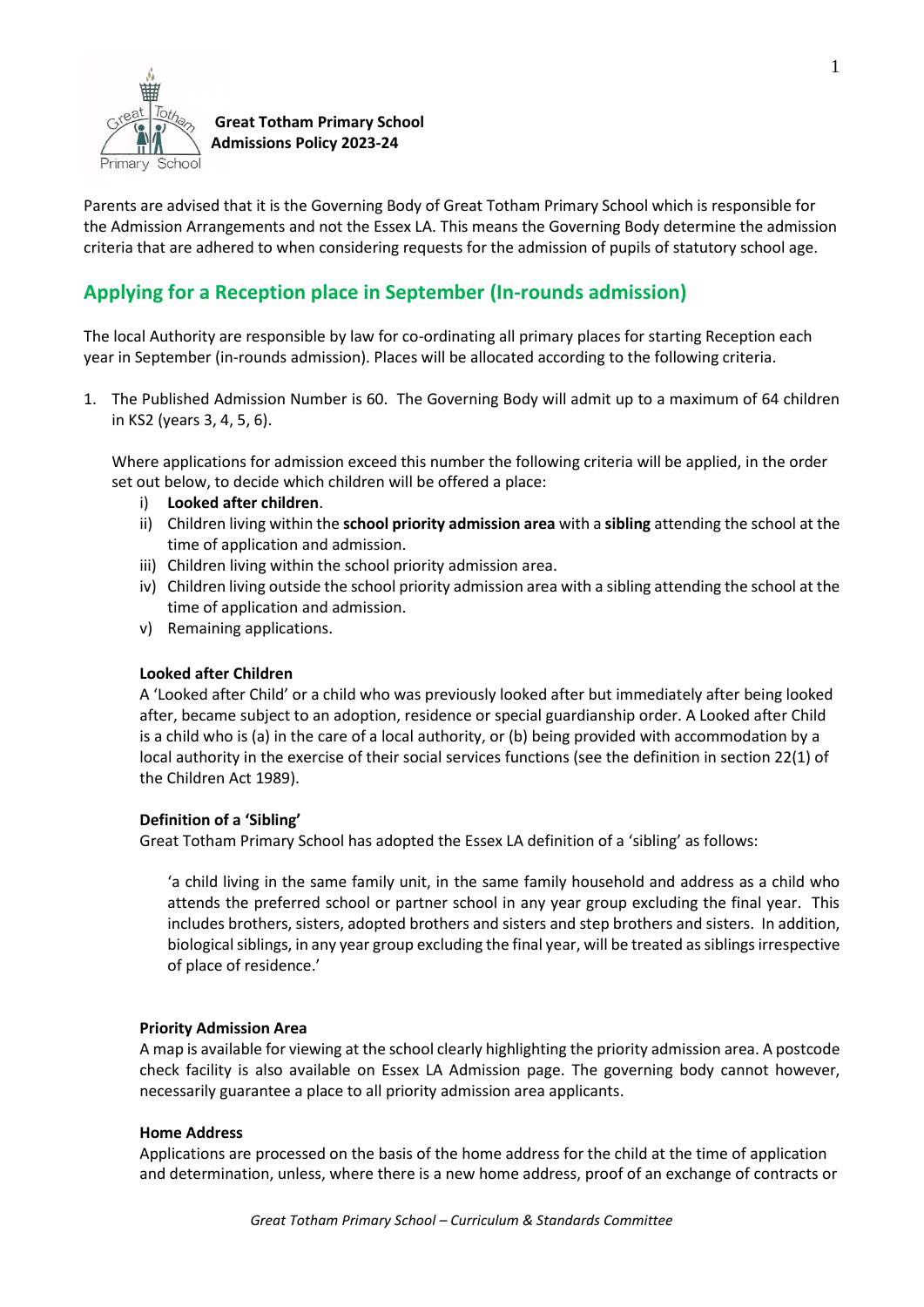**Great Totham Primary School**
**Admissions Policy 2023-24**

Parents are advised that it is the Governing Body of Great Totham Primary School which is responsible for the Admission Arrangements and not the Essex LA. This means the Governing Body determine the admission criteria that are adhered to when considering requests for the admission of pupils of statutory school age.

## Applying for a Reception place in September (In-rounds admission)

The local Authority are responsible by law for co-ordinating all primary places for starting Reception each year in September (in-rounds admission). Places will be allocated according to the following criteria.

1. The Published Admission Number is 60. The Governing Body will admit up to a maximum of 64 children in KS2 (years 3, 4, 5, 6).

   Where applications for admission exceed this number the following criteria will be applied, in the order set out below, to decide which children will be offered a place:

   i) **Looked after children**.
   ii) Children living within the **school priority admission area** with a **sibling** attending the school at the time of application and admission.
   iii) Children living within the school priority admission area.
   iv) Children living outside the school priority admission area with a sibling attending the school at the time of application and admission.
   v) Remaining applications.

   **Looked after Children**
   A 'Looked after Child' or a child who was previously looked after but immediately after being looked after, became subject to an adoption, residence or special guardianship order. A Looked after Child is a child who is (a) in the care of a local authority, or (b) being provided with accommodation by a local authority in the exercise of their social services functions (see the definition in section 22(1) of the Children Act 1989).

   **Definition of a 'Sibling'**
   Great Totham Primary School has adopted the Essex LA definition of a 'sibling' as follows:

   > 'a child living in the same family unit, in the same family household and address as a child who attends the preferred school or partner school in any year group excluding the final year. This includes brothers, sisters, adopted brothers and sisters and step brothers and sisters. In addition, biological siblings, in any year group excluding the final year, will be treated as siblings irrespective of place of residence.'

   **Priority Admission Area**
   A map is available for viewing at the school clearly highlighting the priority admission area. A postcode check facility is also available on Essex LA Admission page. The governing body cannot however, necessarily guarantee a place to all priority admission area applicants.

   **Home Address**
   Applications are processed on the basis of the home address for the child at the time of application and determination, unless, where there is a new home address, proof of an exchange of contracts or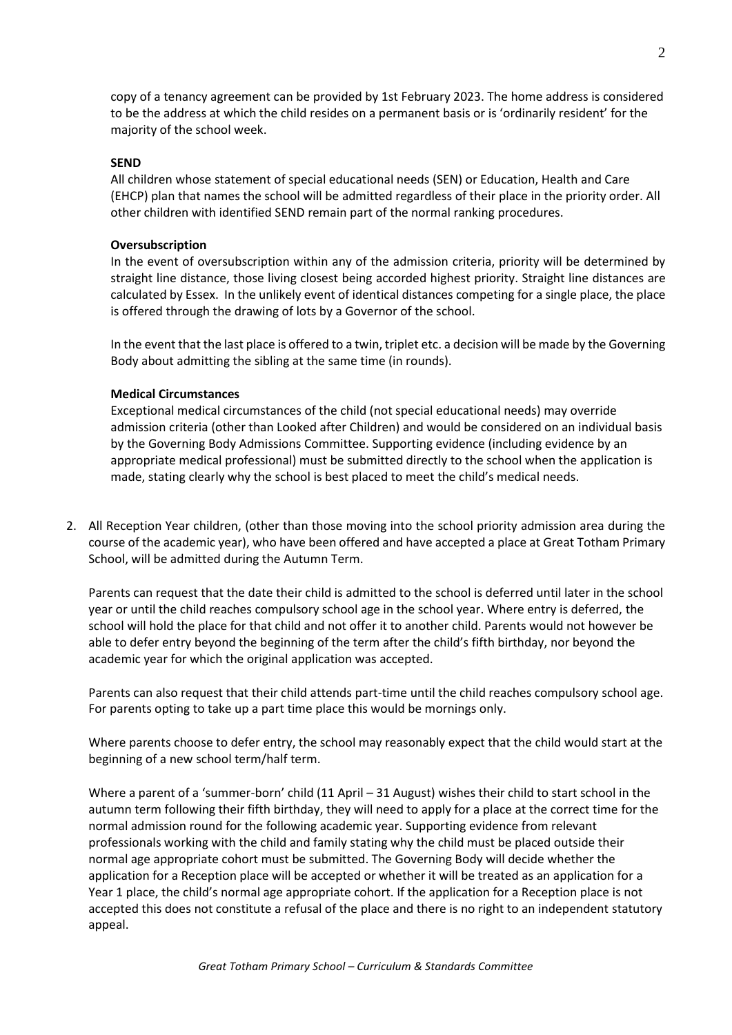copy of a tenancy agreement can be provided by 1st February 2023. The home address is considered to be the address at which the child resides on a permanent basis or is 'ordinarily resident' for the majority of the school week.

**SEND**

All children whose statement of special educational needs (SEN) or Education, Health and Care (EHCP) plan that names the school will be admitted regardless of their place in the priority order. All other children with identified SEND remain part of the normal ranking procedures.

**Oversubscription**

In the event of oversubscription within any of the admission criteria, priority will be determined by straight line distance, those living closest being accorded highest priority. Straight line distances are calculated by Essex. In the unlikely event of identical distances competing for a single place, the place is offered through the drawing of lots by a Governor of the school.

In the event that the last place is offered to a twin, triplet etc. a decision will be made by the Governing Body about admitting the sibling at the same time (in rounds).

**Medical Circumstances**

Exceptional medical circumstances of the child (not special educational needs) may override admission criteria (other than Looked after Children) and would be considered on an individual basis by the Governing Body Admissions Committee. Supporting evidence (including evidence by an appropriate medical professional) must be submitted directly to the school when the application is made, stating clearly why the school is best placed to meet the child's medical needs.

2. All Reception Year children, (other than those moving into the school priority admission area during the course of the academic year), who have been offered and have accepted a place at Great Totham Primary School, will be admitted during the Autumn Term.

   Parents can request that the date their child is admitted to the school is deferred until later in the school year or until the child reaches compulsory school age in the school year. Where entry is deferred, the school will hold the place for that child and not offer it to another child. Parents would not however be able to defer entry beyond the beginning of the term after the child's fifth birthday, nor beyond the academic year for which the original application was accepted.

   Parents can also request that their child attends part-time until the child reaches compulsory school age. For parents opting to take up a part time place this would be mornings only.

   Where parents choose to defer entry, the school may reasonably expect that the child would start at the beginning of a new school term/half term.

   Where a parent of a 'summer-born' child (11 April – 31 August) wishes their child to start school in the autumn term following their fifth birthday, they will need to apply for a place at the correct time for the normal admission round for the following academic year. Supporting evidence from relevant professionals working with the child and family stating why the child must be placed outside their normal age appropriate cohort must be submitted. The Governing Body will decide whether the application for a Reception place will be accepted or whether it will be treated as an application for a Year 1 place, the child's normal age appropriate cohort. If the application for a Reception place is not accepted this does not constitute a refusal of the place and there is no right to an independent statutory appeal.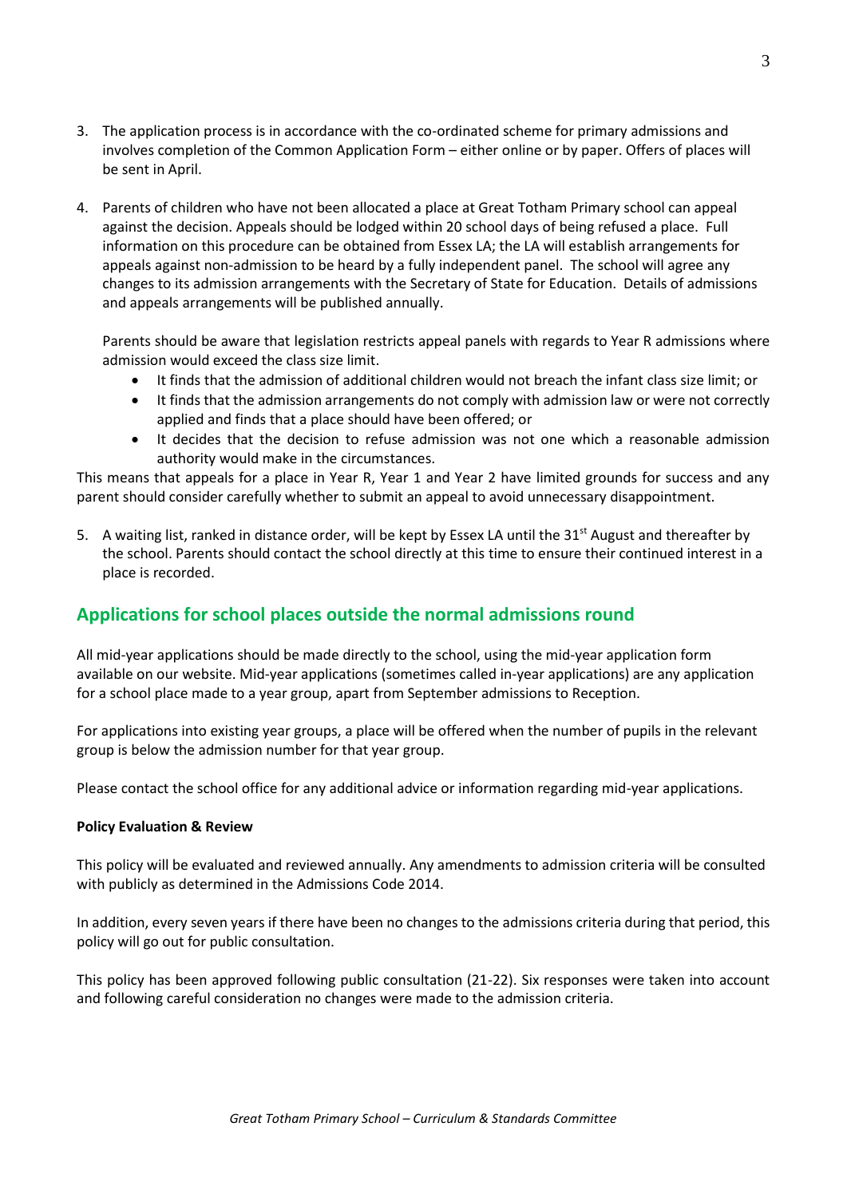3. The application process is in accordance with the co-ordinated scheme for primary admissions and involves completion of the Common Application Form – either online or by paper. Offers of places will be sent in April.

4. Parents of children who have not been allocated a place at Great Totham Primary school can appeal against the decision. Appeals should be lodged within 20 school days of being refused a place. Full information on this procedure can be obtained from Essex LA; the LA will establish arrangements for appeals against non-admission to be heard by a fully independent panel. The school will agree any changes to its admission arrangements with the Secretary of State for Education. Details of admissions and appeals arrangements will be published annually.

   Parents should be aware that legislation restricts appeal panels with regards to Year R admissions where admission would exceed the class size limit.

   - It finds that the admission of additional children would not breach the infant class size limit; or
   - It finds that the admission arrangements do not comply with admission law or were not correctly applied and finds that a place should have been offered; or
   - It decides that the decision to refuse admission was not one which a reasonable admission authority would make in the circumstances.

This means that appeals for a place in Year R, Year 1 and Year 2 have limited grounds for success and any parent should consider carefully whether to submit an appeal to avoid unnecessary disappointment.

5. A waiting list, ranked in distance order, will be kept by Essex LA until the 31st August and thereafter by the school. Parents should contact the school directly at this time to ensure their continued interest in a place is recorded.

## Applications for school places outside the normal admissions round

All mid-year applications should be made directly to the school, using the mid-year application form available on our website. Mid-year applications (sometimes called in-year applications) are any application for a school place made to a year group, apart from September admissions to Reception.

For applications into existing year groups, a place will be offered when the number of pupils in the relevant group is below the admission number for that year group.

Please contact the school office for any additional advice or information regarding mid-year applications.

**Policy Evaluation & Review**

This policy will be evaluated and reviewed annually. Any amendments to admission criteria will be consulted with publicly as determined in the Admissions Code 2014.

In addition, every seven years if there have been no changes to the admissions criteria during that period, this policy will go out for public consultation.

This policy has been approved following public consultation (21-22). Six responses were taken into account and following careful consideration no changes were made to the admission criteria.